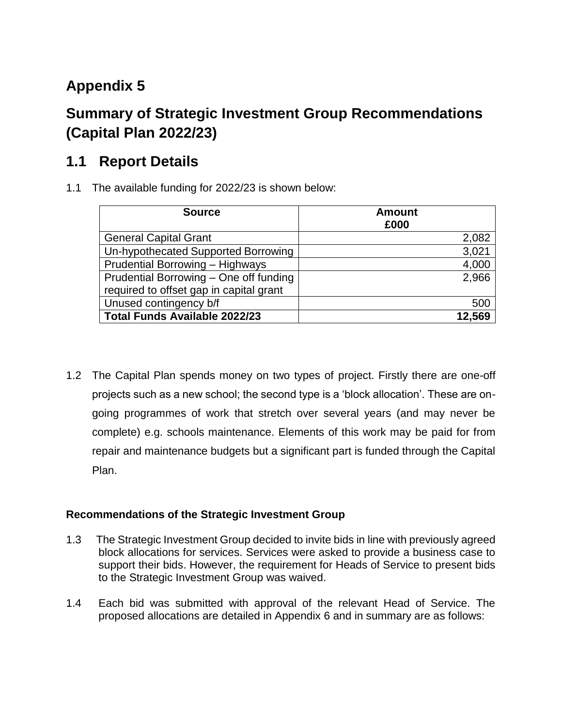# Appendix 5

# Summary of Strategic Investment Group Recommendations (Capital Plan 2022/23)

## 1.1 Report Details

1.1 The available funding for 2022/23 is shown below:

| Source | Amount £000 |
|---|---|
| General Capital Grant | 2,082 |
| Un-hypothecated Supported Borrowing | 3,021 |
| Prudential Borrowing – Highways | 4,000 |
| Prudential Borrowing – One off funding required to offset gap in capital grant | 2,966 |
| Unused contingency b/f | 500 |
| **Total Funds Available 2022/23** | **12,569** |

1.2 The Capital Plan spends money on two types of project. Firstly there are one-off projects such as a new school; the second type is a 'block allocation'. These are on-going programmes of work that stretch over several years (and may never be complete) e.g. schools maintenance. Elements of this work may be paid for from repair and maintenance budgets but a significant part is funded through the Capital Plan.

**Recommendations of the Strategic Investment Group**

1.3 The Strategic Investment Group decided to invite bids in line with previously agreed block allocations for services. Services were asked to provide a business case to support their bids. However, the requirement for Heads of Service to present bids to the Strategic Investment Group was waived.

1.4 Each bid was submitted with approval of the relevant Head of Service. The proposed allocations are detailed in Appendix 6 and in summary are as follows: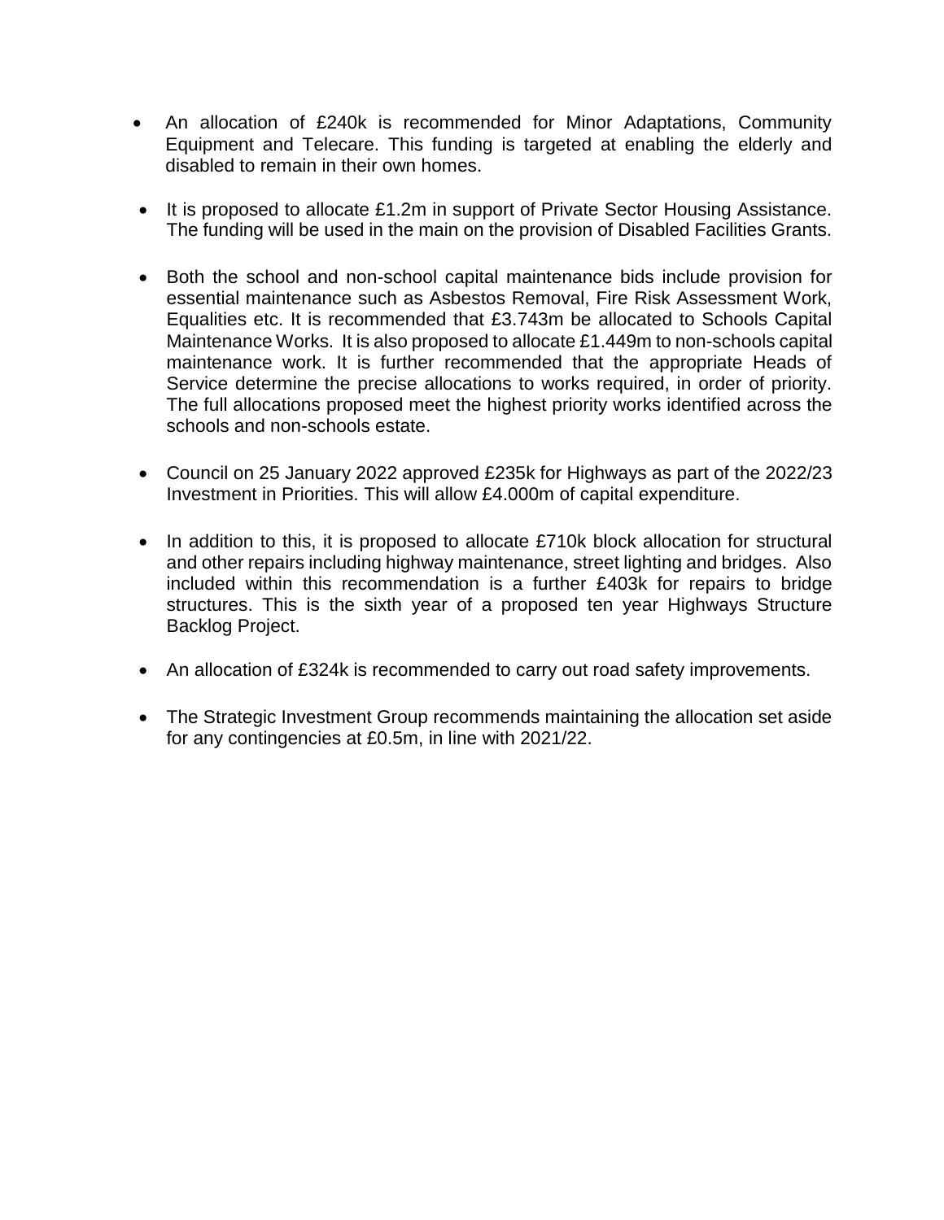- An allocation of £240k is recommended for Minor Adaptations, Community Equipment and Telecare. This funding is targeted at enabling the elderly and disabled to remain in their own homes.

- It is proposed to allocate £1.2m in support of Private Sector Housing Assistance. The funding will be used in the main on the provision of Disabled Facilities Grants.

- Both the school and non-school capital maintenance bids include provision for essential maintenance such as Asbestos Removal, Fire Risk Assessment Work, Equalities etc. It is recommended that £3.743m be allocated to Schools Capital Maintenance Works. It is also proposed to allocate £1.449m to non-schools capital maintenance work. It is further recommended that the appropriate Heads of Service determine the precise allocations to works required, in order of priority. The full allocations proposed meet the highest priority works identified across the schools and non-schools estate.

- Council on 25 January 2022 approved £235k for Highways as part of the 2022/23 Investment in Priorities. This will allow £4.000m of capital expenditure.

- In addition to this, it is proposed to allocate £710k block allocation for structural and other repairs including highway maintenance, street lighting and bridges. Also included within this recommendation is a further £403k for repairs to bridge structures. This is the sixth year of a proposed ten year Highways Structure Backlog Project.

- An allocation of £324k is recommended to carry out road safety improvements.

- The Strategic Investment Group recommends maintaining the allocation set aside for any contingencies at £0.5m, in line with 2021/22.